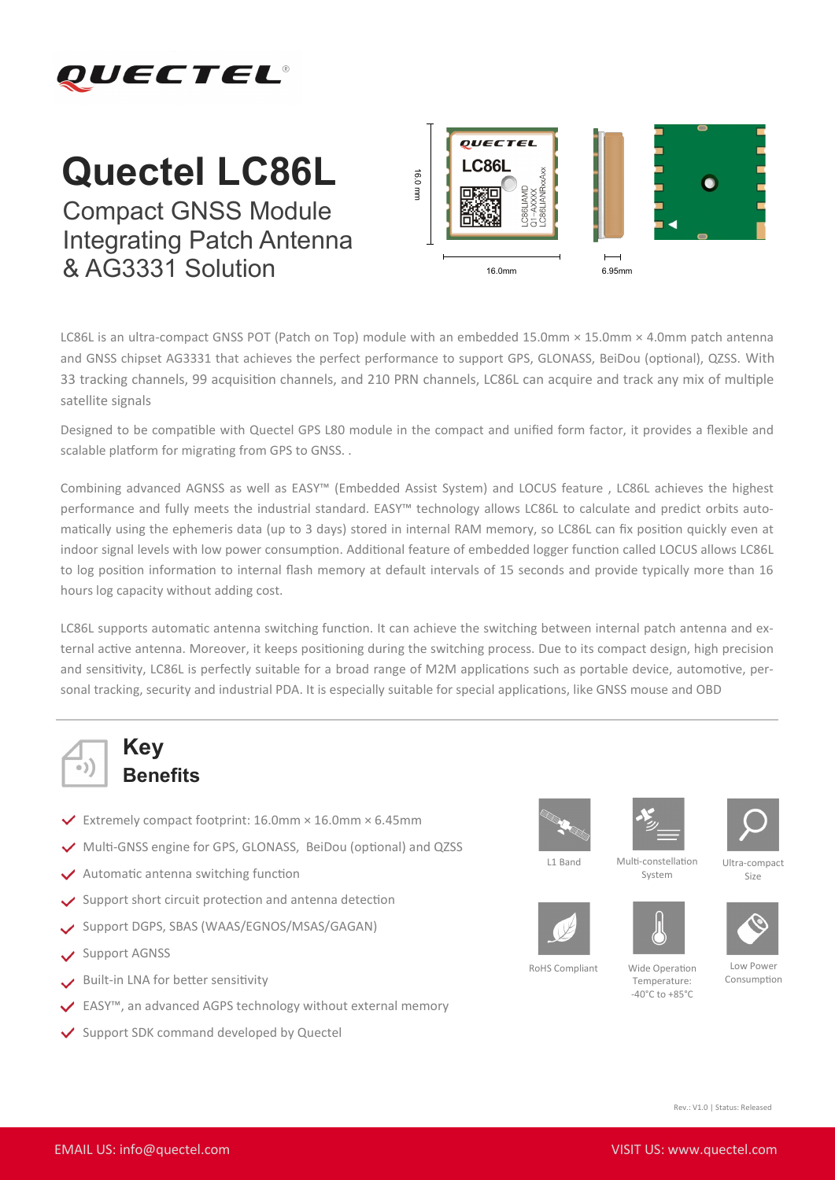# Quectel LC86L

## Compact GNSS Module Integrating Patch Antenna & AG3331 Solution

LC86L is an ultra-compact GNSS POT (Patch on Top) module with an embedded 15.0mm × 15.0mm × 4.0mm patch antenna and GNSS chipset AG3331 that achieves the perfect performance to support GPS, GLONASS, BeiDou (optional), QZSS. With 33 tracking channels, 99 acquisition channels, and 210 PRN channels, LC86L can acquire and track any mix of multiple satellite signals

Designed to be compatible with Quectel GPS L80 module in the compact and unified form factor, it provides a flexible and scalable platform for migrating from GPS to GNSS. .

Combining advanced AGNSS as well as EASY™ (Embedded Assist System) and LOCUS feature , LC86L achieves the highest performance and fully meets the industrial standard. EASY™ technology allows LC86L to calculate and predict orbits automatically using the ephemeris data (up to 3 days) stored in internal RAM memory, so LC86L can fix position quickly even at indoor signal levels with low power consumption. Additional feature of embedded logger function called LOCUS allows LC86L to log position information to internal flash memory at default intervals of 15 seconds and provide typically more than 16 hours log capacity without adding cost.

LC86L supports automatic antenna switching function. It can achieve the switching between internal patch antenna and external active antenna. Moreover, it keeps positioning during the switching process. Due to its compact design, high precision and sensitivity, LC86L is perfectly suitable for a broad range of M2M applications such as portable device, automotive, personal tracking, security and industrial PDA. It is especially suitable for special applications, like GNSS mouse and OBD

## Key Benefits

- Extremely compact footprint: 16.0mm × 16.0mm × 6.45mm
- Multi-GNSS engine for GPS, GLONASS, BeiDou (optional) and QZSS
- Automatic antenna switching function
- Support short circuit protection and antenna detection
- Support DGPS, SBAS (WAAS/EGNOS/MSAS/GAGAN)
- Support AGNSS
- Built-in LNA for better sensitivity
- EASY™, an advanced AGPS technology without external memory
- Support SDK command developed by Quectel

L1 Band | Multi-constellation System | Ultra-compact Size | RoHS Compliant | Wide Operation Temperature: -40°C to +85°C | Low Power Consumption

Rev.: V1.0 | Status: Released

EMAIL US: info@quectel.com VISIT US: www.quectel.com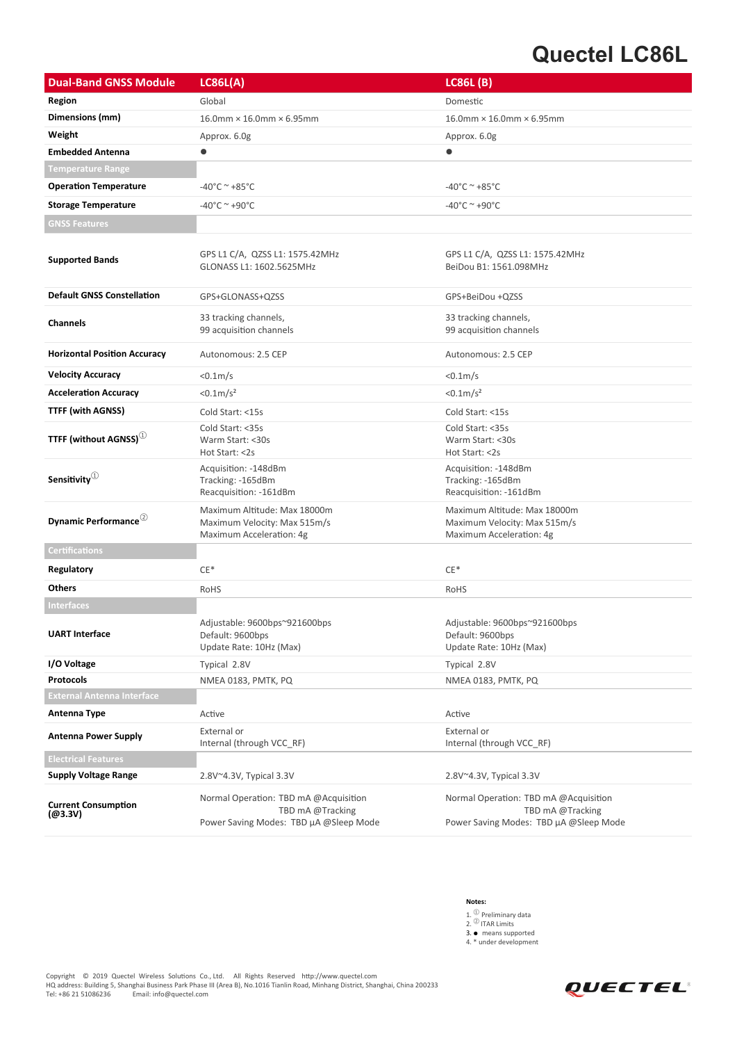# Quectel LC86L

| Dual-Band GNSS Module | LC86L(A) | LC86L (B) |
|---|---|---|
| **Region** | Global | Domestic |
| **Dimensions (mm)** | 16.0mm × 16.0mm × 6.95mm | 16.0mm × 16.0mm × 6.95mm |
| **Weight** | Approx. 6.0g | Approx. 6.0g |
| **Embedded Antenna** | ● | ● |
| **Temperature Range** | | |
| **Operation Temperature** | -40°C ~ +85°C | -40°C ~ +85°C |
| **Storage Temperature** | -40°C ~ +90°C | -40°C ~ +90°C |
| **GNSS Features** | | |
| **Supported Bands** | GPS L1 C/A, QZSS L1: 1575.42MHz<br>GLONASS L1: 1602.5625MHz | GPS L1 C/A, QZSS L1: 1575.42MHz<br>BeiDou B1: 1561.098MHz |
| **Default GNSS Constellation** | GPS+GLONASS+QZSS | GPS+BeiDou +QZSS |
| **Channels** | 33 tracking channels,<br>99 acquisition channels | 33 tracking channels,<br>99 acquisition channels |
| **Horizontal Position Accuracy** | Autonomous: 2.5 CEP | Autonomous: 2.5 CEP |
| **Velocity Accuracy** | <0.1m/s | <0.1m/s |
| **Acceleration Accuracy** | <0.1m/s² | <0.1m/s² |
| **TTFF (with AGNSS)** | Cold Start: <15s | Cold Start: <15s |
| **TTFF (without AGNSS)** ① | Cold Start: <35s<br>Warm Start: <30s<br>Hot Start: <2s | Cold Start: <35s<br>Warm Start: <30s<br>Hot Start: <2s |
| **Sensitivity** ① | Acquisition: -148dBm<br>Tracking: -165dBm<br>Reacquisition: -161dBm | Acquisition: -148dBm<br>Tracking: -165dBm<br>Reacquisition: -161dBm |
| **Dynamic Performance** ② | Maximum Altitude: Max 18000m<br>Maximum Velocity: Max 515m/s<br>Maximum Acceleration: 4g | Maximum Altitude: Max 18000m<br>Maximum Velocity: Max 515m/s<br>Maximum Acceleration: 4g |
| **Certifications** | | |
| **Regulatory** | CE* | CE* |
| **Others** | RoHS | RoHS |
| **Interfaces** | | |
| **UART Interface** | Adjustable: 9600bps~921600bps<br>Default: 9600bps<br>Update Rate: 10Hz (Max) | Adjustable: 9600bps~921600bps<br>Default: 9600bps<br>Update Rate: 10Hz (Max) |
| **I/O Voltage** | Typical 2.8V | Typical 2.8V |
| **Protocols** | NMEA 0183, PMTK, PQ | NMEA 0183, PMTK, PQ |
| **External Antenna Interface** | | |
| **Antenna Type** | Active | Active |
| **Antenna Power Supply** | External or<br>Internal (through VCC_RF) | External or<br>Internal (through VCC_RF) |
| **Electrical Features** | | |
| **Supply Voltage Range** | 2.8V~4.3V, Typical 3.3V | 2.8V~4.3V, Typical 3.3V |
| **Current Consumption (@3.3V)** | Normal Operation: TBD mA @Acquisition<br>TBD mA @Tracking<br>Power Saving Modes: TBD µA @Sleep Mode | Normal Operation: TBD mA @Acquisition<br>TBD mA @Tracking<br>Power Saving Modes: TBD µA @Sleep Mode |

**Notes:**

1. ① Preliminary data
2. ② ITAR Limits
3. ● means supported
4. * under development

Copyright © 2019 Quectel Wireless Solutions Co., Ltd. All Rights Reserved http://www.quectel.com
HQ address: Building 5, Shanghai Business Park Phase III (Area B), No.1016 Tianlin Road, Minhang District, Shanghai, China 200233
Tel: +86 21 51086236 Email: info@quectel.com

QUECTEL